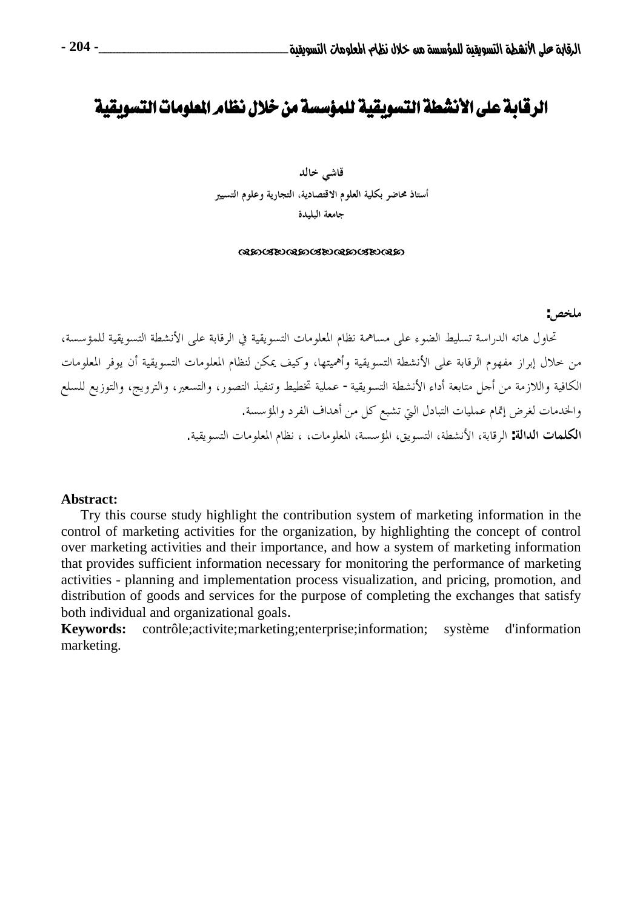# الرقابة على الأنشطة التسويقية للمؤسسة من خلال نظام المعلومات التسويقية

**قاشي خالد**

**أستاذ محاضر بكلية العلوم الاقتصادية، التجارية وعلوم التسيير**

**جامعة البليدة**

**ملخص:**

تحاول هاته الدراسة تسليط الضوء على مساهمة نظام المعلومات التسويقية في الرقابة على الأنشطة التسويقية للمؤسسة، من خلال إبراز مفهوم الرقابة على الأنشطة التسويقية وأهميتها، وكيف يمكن لنظام المعلومات التسويقية أن يوفر المعلومات الكافية واللازمة من أجل متابعة أداء الأنشطة التسويقية - عملية تخطيط وتنفيذ التصور، والتسعير، والترويج، والتوزيع للسلع والخدمات لغرض إتمام عمليات التبادل التي تشبع كل من أهداف الفرد والمؤسسة.

**الكلمات الدالة:** الرقابة، الأنشطة، التسويق، المؤسسة، المعلومات، ، نظام المعلومات التسويقية.

**Abstract:**

Try this course study highlight the contribution system of marketing information in the control of marketing activities for the organization, by highlighting the concept of control over marketing activities and their importance, and how a system of marketing information that provides sufficient information necessary for monitoring the performance of marketing activities - planning and implementation process visualization, and pricing, promotion, and distribution of goods and services for the purpose of completing the exchanges that satisfy both individual and organizational goals.

**Keywords:** contrôle;activite;marketing;enterprise;information; système d'information marketing.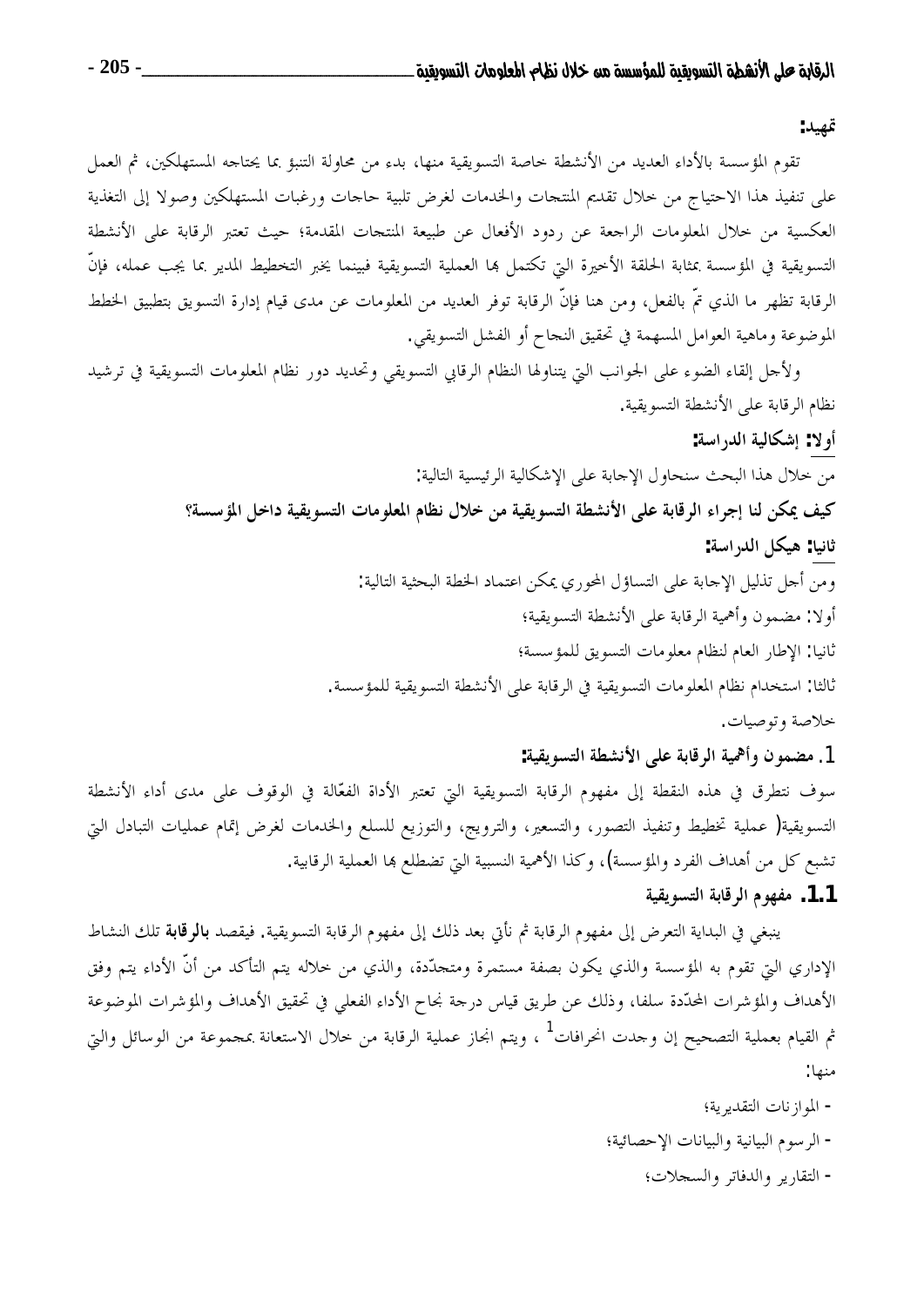**تمهيد:**

تقوم المؤسسة بالأداء العديد من الأنشطة خاصة التسويقية منها، بدء من محاولة التنبؤ بما يحتاجه المستهلكين، ثم العمل على تنفيذ هذا الاحتياج من خلال تقديم المنتجات والخدمات لغرض تلبية حاجات ورغبات المستهلكين وصولا إلى التغذية العكسية من خلال المعلومات الراجعة عن ردود الأفعال عن طبيعة المنتجات المقدمة؛ حيث تعتبر الرقابة على الأنشطة التسويقية في المؤسسة بمثابة الحلقة الأخيرة التي تكتمل بها العملية التسويقية فبينما يخبر التخطيط المدير بما يجب عمله، فإنّ الرقابة تظهر ما الذي تمّ بالفعل، ومن هنا فإنّ الرقابة توفر العديد من المعلومات عن مدى قيام إدارة التسويق بتطبيق الخطط الموضوعة وماهية العوامل المسهمة في تحقيق النجاح أو الفشل التسويقي.

ولأجل إلقاء الضوء على الجوانب التي يتناولها النظام الرقابي التسويقي وتحديد دور نظام المعلومات التسويقية في ترشيد نظام الرقابة على الأنشطة التسويقية.

**أولا: إشكالية الدراسة:**

من خلال هذا البحث سنحاول الإجابة على الإشكالية الرئيسية التالية:

**كيف يمكن لنا إجراء الرقابة على الأنشطة التسويقية من خلال نظام المعلومات التسويقية داخل المؤسسة؟**

**ثانيا: هيكل الدراسة:**

ومن أجل تذليل الإجابة على التساؤل المحوري يمكن اعتماد الخطة البحثية التالية:

أولا: مضمون وأهمية الرقابة على الأنشطة التسويقية؛

ثانيا: الإطار العام لنظام معلومات التسويق للمؤسسة؛

ثالثا: استخدام نظام المعلومات التسويقية في الرقابة على الأنشطة التسويقية للمؤسسة.

خلاصة وتوصيات.

## 1. مضمون وأهمية الرقابة على الأنشطة التسويقية:

سوف نتطرق في هذه النقطة إلى مفهوم الرقابة التسويقية التي تعتبر الأداة الفعّالة في الوقوف على مدى أداء الأنشطة التسويقية( عملية تخطيط وتنفيذ التصور، والتسعير، والترويج، والتوزيع للسلع والخدمات لغرض إتمام عمليات التبادل التي تشبع كل من أهداف الفرد والمؤسسة)، وكذا الأهمية النسبية التي تضطلع بها العملية الرقابية.

### 1.1. مفهوم الرقابة التسويقية

ينبغي في البداية التعرض إلى مفهوم الرقابة ثم نأتي بعد ذلك إلى مفهوم الرقابة التسويقية. فيقصد **بالرقابة** تلك النشاط الإداري التي تقوم به المؤسسة والذي يكون بصفة مستمرة ومتجدّدة، والذي من خلاله يتم التأكد من أنّ الأداء يتم وفق الأهداف والمؤشرات المحدّدة سلفا، وذلك عن طريق قياس درجة نجاح الأداء الفعلي في تحقيق الأهداف والمؤشرات الموضوعة ثم القيام بعملية التصحيح إن وجدت انحرافات[1] ، ويتم انجاز عملية الرقابة من خلال الاستعانة بمجموعة من الوسائل والتي منها:

- الموازنات التقديرية؛
- الرسوم البيانية والبيانات الإحصائية؛
- التقارير والدفاتر والسجلات؛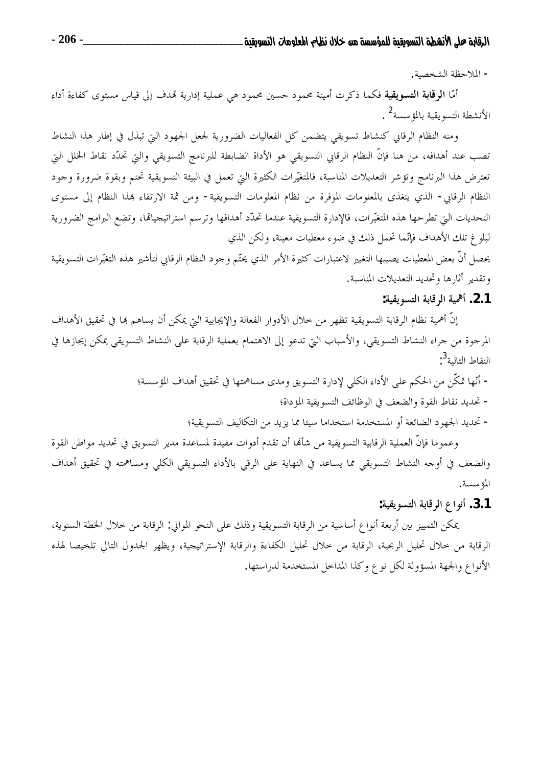- الملاحظة الشخصية.

أمّا **الرقابة التسويقية** فكما ذكرت أمينة محمود حسين محمود هي عملية إدارية تهدف إلى قياس مستوى كفاءة أداء الأنشطة التسويقية بالمؤسسة[2] .

ومنه النظام الرقابي كنشاط تسويقي يتضمن كل الفعاليات الضرورية لجعل الجهود التي تبذل في إطار هذا النشاط تصب عند أهدافه، من هنا فإنّ النظام الرقابي التسويقي هو الأداة الضابطة للبرنامج التسويقي والتي تحدّد نقاط الخلل التي تعترض هذا البرنامج وتؤشر التعديلات المناسبة، فالمتغيّرات الكثيرة التي تعمل في البيئة التسويقية تحتم وبقوة ضرورة وجود النظام الرقابي - الذي يتغذى بالمعلومات الموفرة من نظام المعلومات التسويقية - ومن ثمة الارتقاء بهذا النظام إلى مستوى التحديات التي تطرحها هذه المتغيّرات، فالإدارة التسويقية عندما تحدّد أهدافها وترسم استراتيجياتها، وتضع البرامج الضرورية لبلوغ تلك الأهداف فإنّما تحمل ذلك في ضوء معطيات معينة، ولكن الذي يحصل أنّ بعض المعطيات يصيبها التغيير لاعتبارات كثيرة الأمر الذي يحتّم وجود النظام الرقابي لتأشير هذه التغيّرات التسويقية وتقدير أثارها وتحديد التعديلات المناسبة.

### 2.1. أهمية الرقابة التسويقية:

إنّ أهمية نظام الرقابة التسويقية تظهر من خلال الأدوار الفعالة والإيجابية التي يمكن أن يساهم بها في تحقيق الأهداف المرجوة من جراء النشاط التسويقي، والأسباب التي تدعو إلى الاهتمام بعملية الرقابة على النشاط التسويقي يمكن إيجازها في النقاط التالية[3]:

- أنّها تمكّن من الحكم على الأداء الكلي لإدارة التسويق ومدى مساهمتها في تحقيق أهداف المؤسسة؛
- تحديد نقاط القوة والضعف في الوظائف التسويقية المؤداة؛
- تحديد الجهود الضائعة أو المستخدمة استخداما سيئا مما يزيد من التكاليف التسويقية؛

وعموما فإنّ العملية الرقابية التسويقية من شأنها أن تقدم أدوات مفيدة لمساعدة مدير التسويق في تحديد مواطن القوة والضعف في أوجه النشاط التسويقي مما يساعد في النهاية على الرقي بالأداء التسويقي الكلي ومساهمته في تحقيق أهداف المؤسسة.

### 3.1. أنواع الرقابة التسويقية:

يمكن التمييز بين أربعة أنواع أساسية من الرقابة التسويقية وذلك على النحو الموالي: الرقابة من خلال الخطة السنوية، الرقابة من خلال تحليل الربحية، الرقابة من خلال تحليل الكفاءة والرقابة الإستراتيجية، ويظهر الجدول التالي تلخيصا لهذه الأنواع والجهة المسؤولة لكل نوع وكذا المداخل المستخدمة لدراستها.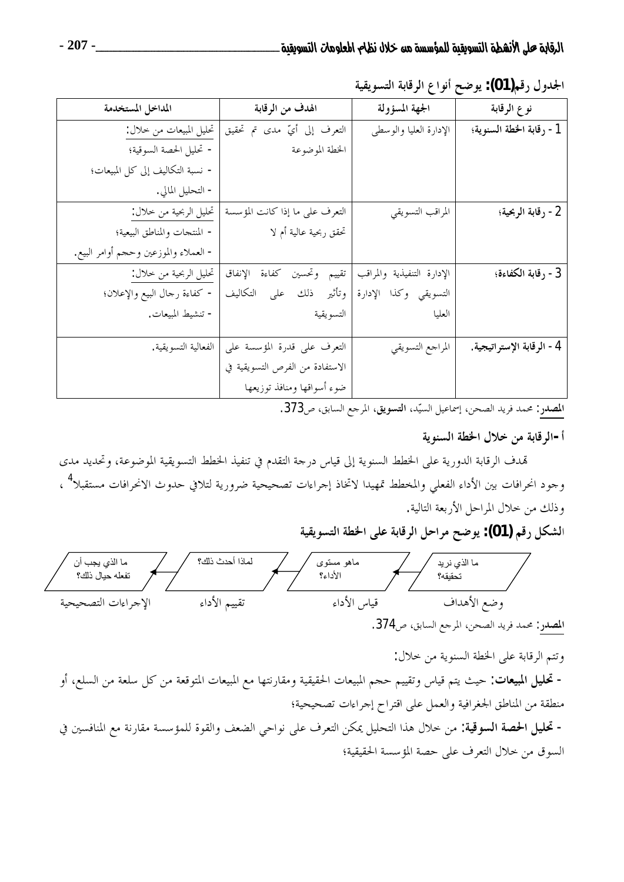**الجدول رقم(01): يوضح أنواع الرقابة التسويقية**

| نوع الرقابة | الجهة المسؤولة | الهدف من الرقابة | المداخل المستخدمة |
|---|---|---|---|
| 1 - **رقابة الخطة السنوية؛** | الإدارة العليا والوسطى | التعرف إلى أيّ مدى تم تحقيق الخطة الموضوعة | تحليل المبيعات من خلال:<br>- تحليل الحصة السوقية؛<br>- نسبة التكاليف إلى كل المبيعات؛<br>- التحليل المالي. |
| 2 - **رقابة الربحية؛** | المراقب التسويقي | التعرف على ما إذا كانت المؤسسة تحقق ربحية عالية أم لا | تحليل الربحية من خلال:<br>- المنتجات والمناطق البيعية؛<br>- العملاء والموزعين وحجم أوامر البيع. |
| 3 - **رقابة الكفاءة؛** | الإدارة التنفيذية والمراقب التسويقي وكذا الإدارة العليا | تقييم وتحسين كفاءة الإنفاق وتأثير ذلك على التكاليف التسويقية | تحليل الربحية من خلال:<br>- كفاءة رجال البيع والإعلان؛<br>- تنشيط المبيعات. |
| 4 - **الرقابة الإستراتيجية.** | المراجع التسويقي | التعرف على قدرة المؤسسة على الاستفادة من الفرص التسويقية في ضوء أسواقها ومنافذ توزيعها | الفعالية التسويقية. |

**المصدر:** محمد فريد الصحن، إسماعيل السيّد، **التسويق**، المرجع السابق، ص373.

### أ -الرقابة من خلال الخطة السنوية

تهدف الرقابة الدورية على الخطط السنوية إلى قياس درجة التقدم في تنفيذ الخطط التسويقية الموضوعة، وتحديد مدى وجود انحرافات بين الأداء الفعلي والمخطط تمهيدا لاتخاذ إجراءات تصحيحية ضرورية لتلافي حدوث الانحرافات مستقبلا[4]، وذلك من خلال المراحل الأربعة التالية.

**الشكل رقم (01): يوضح مراحل الرقابة على الخطة التسويقية**

وضع الأهداف (ما الذي نريد تحقيقه؟) ← قياس الأداء (ماهو مستوى الأداء؟) ← تقييم الأداء (لماذا أحدث ذلك؟) ← الإجراءات التصحيحية (ما الذي يجب أن تفعله حيال ذلك؟)

**المصدر:** محمد فريد الصحن، المرجع السابق، ص374.

وتتم الرقابة على الخطة السنوية من خلال:

- **تحليل المبيعات:** حيث يتم قياس وتقييم حجم المبيعات الحقيقية ومقارنتها مع المبيعات المتوقعة من كل سلعة من السلع، أو منطقة من المناطق الجغرافية والعمل على اقتراح إجراءات تصحيحية؛

- **تحليل الحصة السوقية:** من خلال هذا التحليل يمكن التعرف على نواحي الضعف والقوة للمؤسسة مقارنة مع المنافسين في السوق من خلال التعرف على حصة المؤسسة الحقيقية؛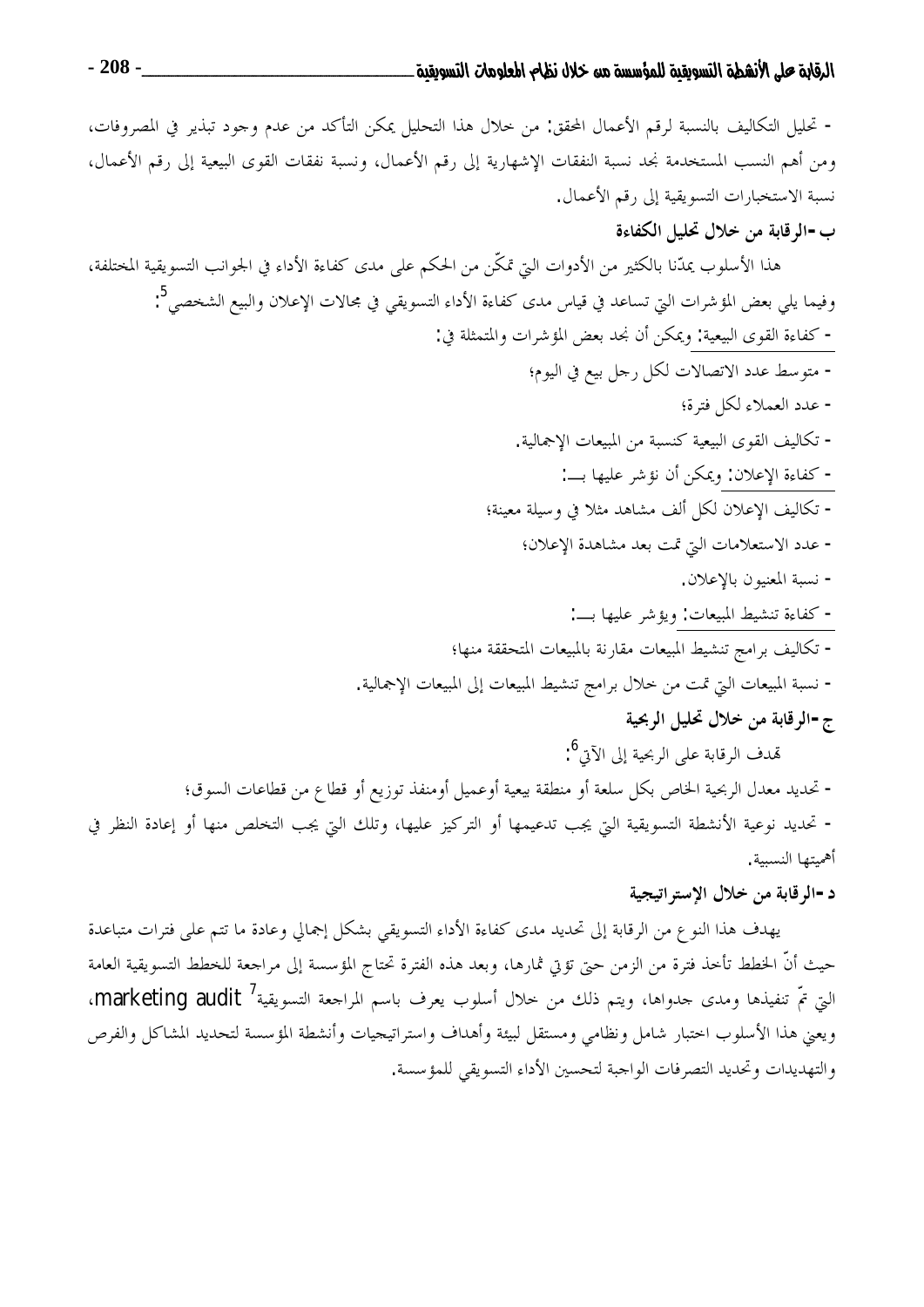- تحليل التكاليف بالنسبة لرقم الأعمال المحقق: من خلال هذا التحليل يمكن التأكد من عدم وجود تبذير في المصروفات، ومن أهم النسب المستخدمة نجد نسبة النفقات الإشهارية إلى رقم الأعمال، ونسبة نفقات القوى البيعية إلى رقم الأعمال، نسبة الاستخبارات التسويقية إلى رقم الأعمال.

### ب -الرقابة من خلال تحليل الكفاءة

هذا الأسلوب يمدّنا بالكثير من الأدوات التي تمكّن من الحكم على مدى كفاءة الأداء في الجوانب التسويقية المختلفة، وفيما يلي بعض المؤشرات التي تساعد في قياس مدى كفاءة الأداء التسويقي في مجالات الإعلان والبيع الشخصي[5]:

- كفاءة القوى البيعية: ويمكن أن نجد بعض المؤشرات والمتمثلة في:
  - متوسط عدد الاتصالات لكل رجل بيع في اليوم؛
  - عدد العملاء لكل فترة؛
  - تكاليف القوى البيعية كنسبة من المبيعات الإجمالية.
- كفاءة الإعلان: ويمكن أن نؤشر عليها بـــ:
  - تكاليف الإعلان لكل ألف مشاهد مثلا في وسيلة معينة؛
  - عدد الاستعلامات التي تمت بعد مشاهدة الإعلان؛
  - نسبة المعنيون بالإعلان.
- كفاءة تنشيط المبيعات: ويؤشر عليها بـــ:
  - تكاليف برامج تنشيط المبيعات مقارنة بالمبيعات المتحققة منها؛
  - نسبة المبيعات التي تمت من خلال برامج تنشيط المبيعات إلى المبيعات الإجمالية.

### ج -الرقابة من خلال تحليل الربحية

تهدف الرقابة على الربحية إلى الآتي[6]:

- تحديد معدل الربحية الخاص بكل سلعة أو منطقة بيعية أوعميل أومنفذ توزيع أو قطاع من قطاعات السوق؛
- تحديد نوعية الأنشطة التسويقية التي يجب تدعيمها أو التركيز عليها، وتلك التي يجب التخلص منها أو إعادة النظر في أهميتها النسبية.

### د -الرقابة من خلال الإستراتيجية

يهدف هذا النوع من الرقابة إلى تحديد مدى كفاءة الأداء التسويقي بشكل إجمالي وعادة ما تتم على فترات متباعدة حيث أنّ الخطط تأخذ فترة من الزمن حتى تؤتي ثمارها، وبعد هذه الفترة تحتاج المؤسسة إلى مراجعة للخطط التسويقية العامة التي تمّ تنفيذها ومدى جدواها، ويتم ذلك من خلال أسلوب يعرف باسم المراجعة التسويقية[7] marketing audit، ويعني هذا الأسلوب اختبار شامل ونظامي ومستقل لبيئة وأهداف واستراتيجيات وأنشطة المؤسسة لتحديد المشاكل والفرص والتهديدات وتحديد التصرفات الواجبة لتحسين الأداء التسويقي للمؤسسة.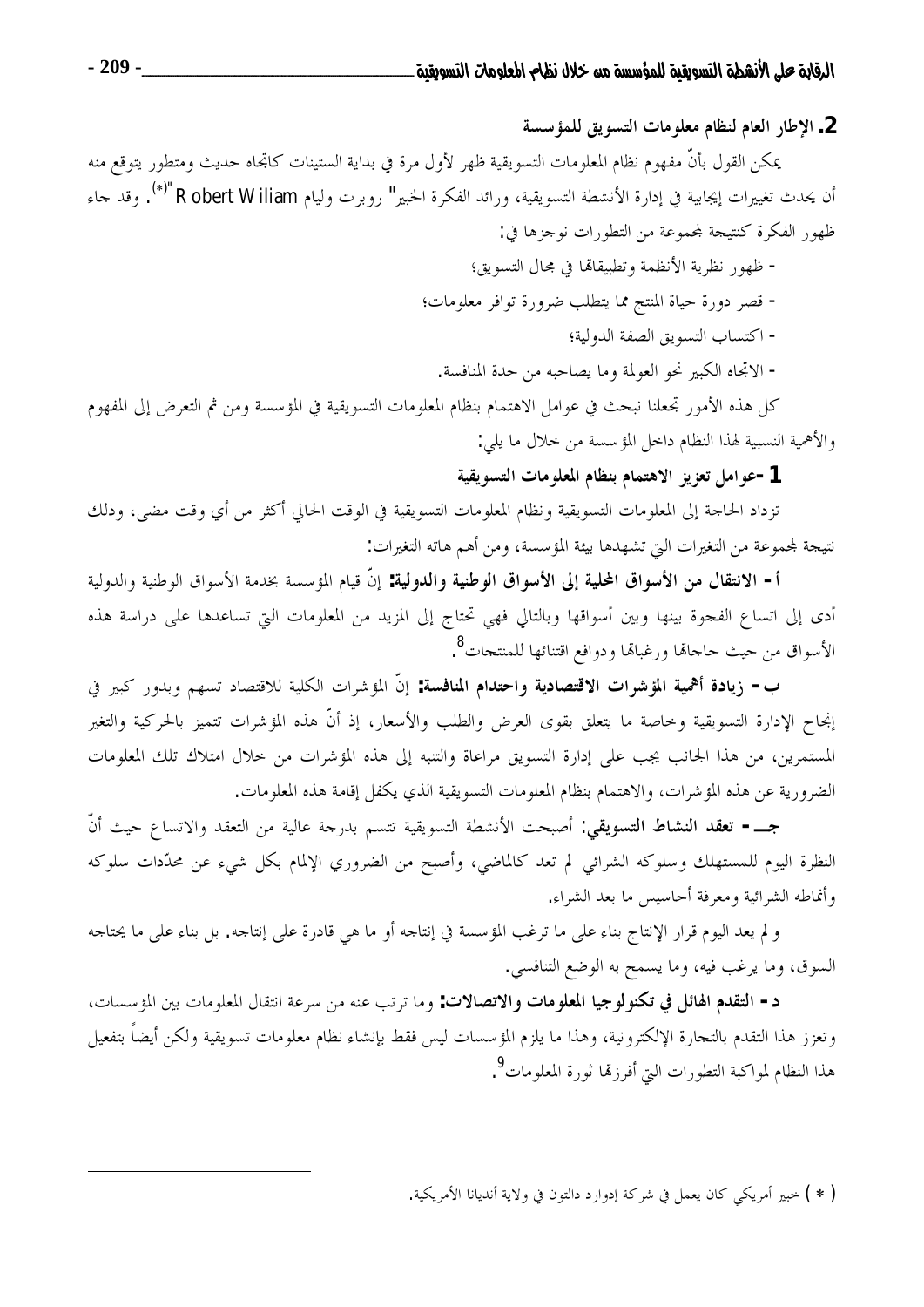## 2. الإطار العام لنظام معلومات التسويق للمؤسسة

يمكن القول بأنّ مفهوم نظام المعلومات التسويقية ظهر لأول مرة في بداية الستينات كاتجاه حديث ومتطور يتوقع منه أن يحدث تغييرات إيجابية في إدارة الأنشطة التسويقية، ورائد الفكرة الخبير" روبرت وليام Robert Wiliam "[*]. وقد جاء ظهور الفكرة كنتيجة لمجموعة من التطورات نوجزها في:

- ظهور نظرية الأنظمة وتطبيقاتها في مجال التسويق؛
- قصر دورة حياة المنتج مما يتطلب ضرورة توافر معلومات؛
- اكتساب التسويق الصفة الدولية؛
- الاتجاه الكبير نحو العولمة وما يصاحبه من حدة المنافسة.

كل هذه الأمور تجعلنا نبحث في عوامل الاهتمام بنظام المعلومات التسويقية في المؤسسة ومن ثم التعرض إلى المفهوم والأهمية النسبية لهذا النظام داخل المؤسسة من خلال ما يلي:

### 1 -عوامل تعزيز الاهتمام بنظام المعلومات التسويقية

تزداد الحاجة إلى المعلومات التسويقية ونظام المعلومات التسويقية في الوقت الحالي أكثر من أي وقت مضى، وذلك نتيجة لمجموعة من التغيرات التي تشهدها بيئة المؤسسة، ومن أهم هاته التغيرات:

**أ - الانتقال من الأسواق المحلية إلى الأسواق الوطنية والدولية:** إنّ قيام المؤسسة بخدمة الأسواق الوطنية والدولية أدى إلى اتساع الفجوة بينها وبين أسواقها وبالتالي فهي تحتاج إلى المزيد من المعلومات التي تساعدها على دراسة هذه الأسواق من حيث حاجاتها ورغباتها ودوافع اقتنائها للمنتجات[8].

**ب - زيادة أهمية المؤشرات الاقتصادية واحتدام المنافسة:** إنّ المؤشرات الكلية للاقتصاد تسهم وبدور كبير في إنجاح الإدارة التسويقية وخاصة ما يتعلق بقوى العرض والطلب والأسعار، إذ أنّ هذه المؤشرات تتميز بالحركية والتغير المستمرين، من هذا الجانب يجب على إدارة التسويق مراعاة والتنبه إلى هذه المؤشرات من خلال امتلاك تلك المعلومات الضرورية عن هذه المؤشرات، والاهتمام بنظام المعلومات التسويقية الذي يكفل إقامة هذه المعلومات.

**جـ - تعقد النشاط التسويقي:** أصبحت الأنشطة التسويقية تتسم بدرجة عالية من التعقد والاتساع حيث أنّ النظرة اليوم للمستهلك وسلوكه الشرائي لم تعد كالماضي، وأصبح من الضروري الإلمام بكل شيء عن محدّدات سلوكه وأنماطه الشرائية ومعرفة أحاسيس ما بعد الشراء.

و لم يعد اليوم قرار الإنتاج بناء على ما ترغب المؤسسة في إنتاجه أو ما هي قادرة على إنتاجه. بل بناء على ما يحتاجه السوق، وما يرغب فيه، وما يسمح به الوضع التنافسي.

**د - التقدم الهائل في تكنولوجيا المعلومات والاتصالات:** وما ترتب عنه من سرعة انتقال المعلومات بين المؤسسات، وتعزز هذا التقدم بالتجارة الإلكترونية، وهذا ما يلزم المؤسسات ليس فقط بإنشاء نظام معلومات تسويقية ولكن أيضاً بتفعيل هذا النظام لمواكبة التطورات التي أفرزتها ثورة المعلومات[9].

---

( * ) خبير أمريكي كان يعمل في شركة إدوارد دالتون في ولاية أنديانا الأمريكية.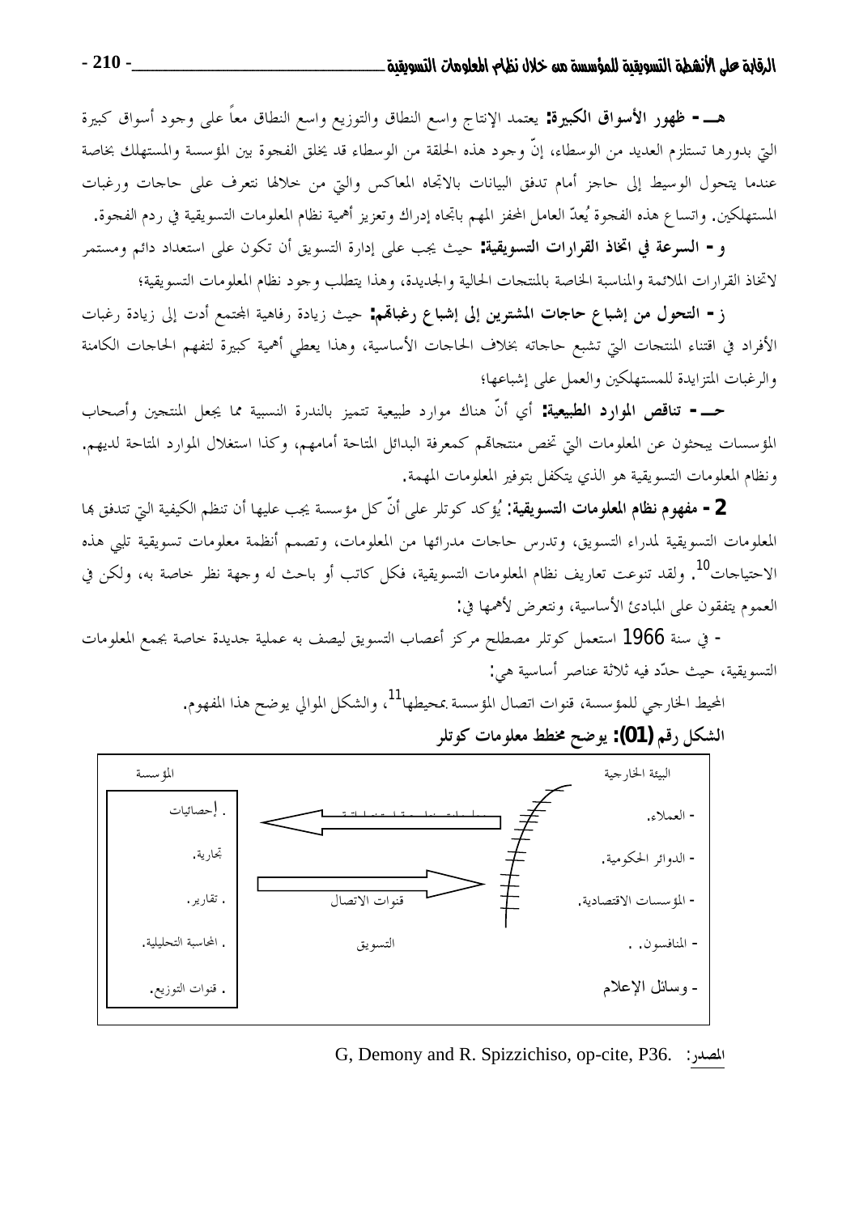**هـ - ظهور الأسواق الكبيرة:** يعتمد الإنتاج واسع النطاق والتوزيع واسع النطاق معاً على وجود أسواق كبيرة التي بدورها تستلزم العديد من الوسطاء، إنّ وجود هذه الحلقة من الوسطاء قد يخلق الفجوة بين المؤسسة والمستهلك بخاصة عندما يتحول الوسيط إلى حاجز أمام تدفق البيانات بالاتجاه المعاكس والتي من خلالها نتعرف على حاجات ورغبات المستهلكين. واتساع هذه الفجوة يُعدّ العامل المحفز المهم باتجاه إدراك وتعزيز أهمية نظام المعلومات التسويقية في ردم الفجوة.

**و - السرعة في اتخاذ القرارات التسويقية:** حيث يجب على إدارة التسويق أن تكون على استعداد دائم ومستمر لاتخاذ القرارات الملائمة والمناسبة الخاصة بالمنتجات الحالية والجديدة، وهذا يتطلب وجود نظام المعلومات التسويقية؛

**ز - التحول من إشباع حاجات المشترين إلى إشباع رغباتهم:** حيث زيادة رفاهية المجتمع أدت إلى زيادة رغبات الأفراد في اقتناء المنتجات التي تشبع حاجاته بخلاف الحاجات الأساسية، وهذا يعطي أهمية كبيرة لتفهم الحاجات الكامنة والرغبات المتزايدة للمستهلكين والعمل على إشباعها؛

**حـ - تناقص الموارد الطبيعية:** أي أنّ هناك موارد طبيعية تتميز بالندرة النسبية مما يجعل المنتجين وأصحاب المؤسسات يبحثون عن المعلومات التي تخص منتجاتهم كمعرفة البدائل المتاحة أمامهم، وكذا استغلال الموارد المتاحة لديهم. ونظام المعلومات التسويقية هو الذي يتكفل بتوفير المعلومات المهمة.

**2 - مفهوم نظام المعلومات التسويقية:** يُؤكد كوتلر على أنّ كل مؤسسة يجب عليها أن تنظم الكيفية التي تتدفق بها المعلومات التسويقية لمدراء التسويق، وتدرس حاجات مدرائها من المعلومات، وتصمم أنظمة معلومات تسويقية تلبي هذه الاحتياجات[10]. ولقد تنوعت تعاريف نظام المعلومات التسويقية، فكل كاتب أو باحث له وجهة نظر خاصة به، ولكن في العموم يتفقون على المبادئ الأساسية، ونتعرض لأهمها في:

- في سنة 1966 استعمل كوتلر مصطلح مركز أعصاب التسويق ليصف به عملية جديدة خاصة بجمع المعلومات التسويقية، حيث حدّد فيه ثلاثة عناصر أساسية هي:

المحيط الخارجي للمؤسسة، قنوات اتصال المؤسسة بمحيطها[11]، والشكل الموالي يوضح هذا المفهوم.

**الشكل رقم (01): يوضح مخطط معلومات كوتلر**

| البيئة الخارجية | | المؤسسة |
|---|---|---|
| - العملاء. | ← | . إحصائيات |
| - الدوائر الحكومية. | | تجارية. |
| - المؤسسات الاقتصادية. | → قنوات الاتصال | . تقارير. |
| - المنافسون. . | التسويق | . المحاسبة التحليلية. |
| - وسائل الإعلام | | . قنوات التوزيع. |

المصدر: G, Demony and R. Spizzichiso, op-cite, P36.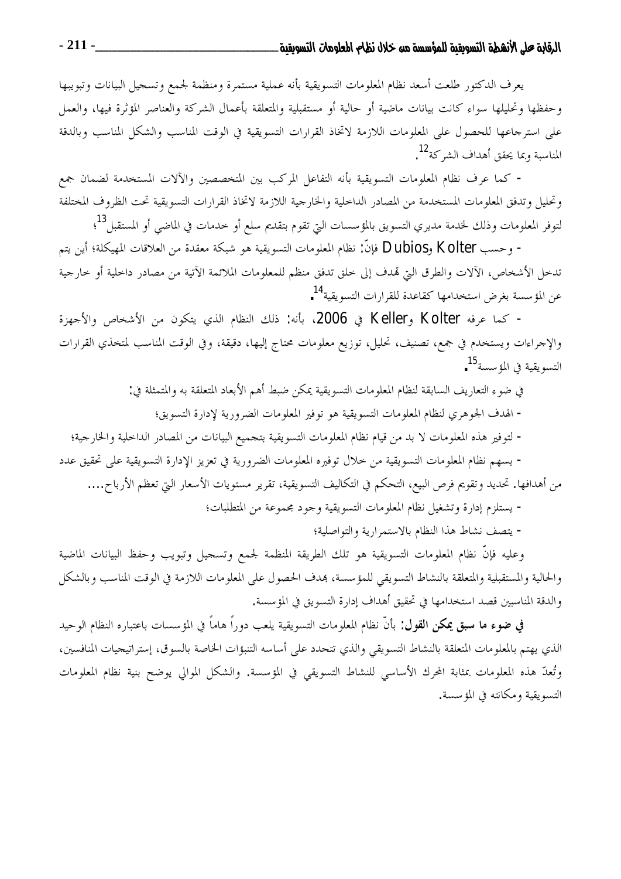يعرف الدكتور طلعت أسعد نظام المعلومات التسويقية بأنه عملية مستمرة ومنظمة لجمع وتسجيل البيانات وتبويبها وحفظها وتحليلها سواء كانت بيانات ماضية أو حالية أو مستقبلية والمتعلقة بأعمال الشركة والعناصر المؤثرة فيها، والعمل على استرجاعها للحصول على المعلومات اللازمة لاتخاذ القرارات التسويقية في الوقت المناسب والشكل المناسب وبالدقة المناسبة وبما يحقق أهداف الشركة[12].

- كما عرف نظام المعلومات التسويقية بأنه التفاعل المركب بين المتخصصين والآلات المستخدمة لضمان جمع وتحليل وتدفق المعلومات المستخدمة من المصادر الداخلية والخارجية اللازمة لاتخاذ القرارات التسويقية تحت الظروف المختلفة لتوفر المعلومات وذلك لخدمة مديري التسويق بالمؤسسات التي تقوم بتقديم سلع أو خدمات في الماضي أو المستقبل[13]؛

- وحسب Kolter وDubios فإنّ: نظام المعلومات التسويقية هو شبكة معقدة من العلاقات المهيكلة؛ أين يتم تدخل الأشخاص، الآلات والطرق التي تهدف إلى خلق تدفق منظم للمعلومات الملائمة الآتية من مصادر داخلية أو خارجية عن المؤسسة بغرض استخدامها كقاعدة للقرارات التسويقية[14].

- كما عرفه Kolter وKeller في 2006، بأنه: ذلك النظام الذي يتكون من الأشخاص والأجهزة والإجراءات ويستخدم في جمع، تصنيف، تحليل، توزيع معلومات محتاج إليها، دقيقة، وفي الوقت المناسب لمتخذي القرارات التسويقية في المؤسسة[15].

في ضوء التعاريف السابقة لنظام المعلومات التسويقية يمكن ضبط أهم الأبعاد المتعلقة به والمتمثلة في:

- الهدف الجوهري لنظام المعلومات التسويقية هو توفير المعلومات الضرورية لإدارة التسويق؛
- لتوفير هذه المعلومات لا بد من قيام نظام المعلومات التسويقية بتجميع البيانات من المصادر الداخلية والخارجية؛
- يسهم نظام المعلومات التسويقية من خلال توفيره المعلومات الضرورية في تعزيز الإدارة التسويقية على تحقيق عدد من أهدافها. تحديد وتقويم فرص البيع، التحكم في التكاليف التسويقية، تقرير مستويات الأسعار التي تعظم الأرباح،....
- يستلزم إدارة وتشغيل نظام المعلومات التسويقية وجود مجموعة من المتطلبات؛
- يتصف نشاط هذا النظام بالاستمرارية والتواصلية؛

وعليه فإنّ نظام المعلومات التسويقية هو تلك الطريقة المنظمة لجمع وتسجيل وتبويب وحفظ البيانات الماضية والحالية والمستقبلية والمتعلقة بالنشاط التسويقي للمؤسسة، بهدف الحصول على المعلومات اللازمة في الوقت المناسب وبالشكل والدقة المناسبين قصد استخدامها في تحقيق أهداف إدارة التسويق في المؤسسة.

**في ضوء ما سبق يمكن القول:** بأنّ نظام المعلومات التسويقية يلعب دوراً هاماً في المؤسسات باعتباره النظام الوحيد الذي يهتم بالمعلومات المتعلقة بالنشاط التسويقي والذي تتحدد على أساسه التنبؤات الخاصة بالسوق، إستراتيجيات المنافسين، وتُعدّ هذه المعلومات بمثابة المحرك الأساسي للنشاط التسويقي في المؤسسة. والشكل الموالي يوضح بنية نظام المعلومات التسويقية ومكانته في المؤسسة.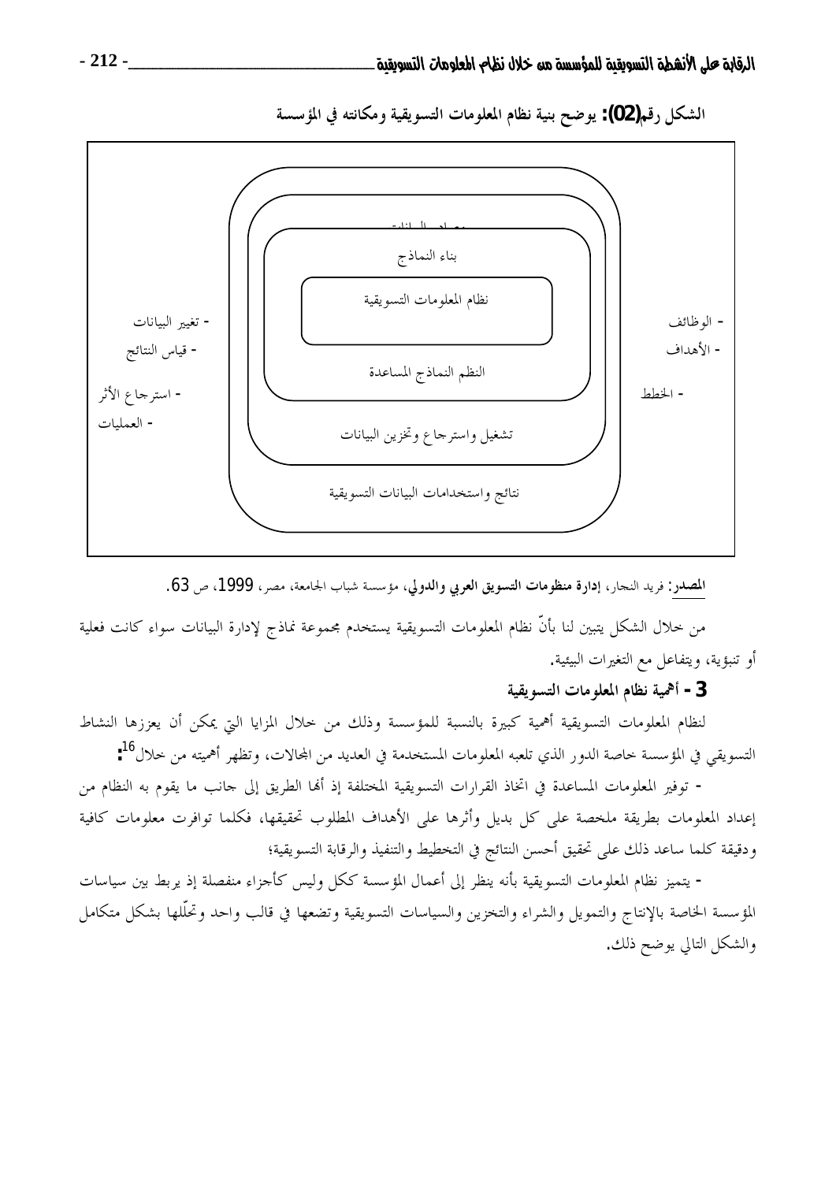**الشكل رقم(02): يوضح بنية نظام المعلومات التسويقية ومكانته في المؤسسة**

- الوظائف
- الأهداف
- الخطط

معالجة البيانات

بناء النماذج

نظام المعلومات التسويقية

النظم النماذج المساعدة

تشغيل واسترجاع وتخزين البيانات

نتائج واستخدامات البيانات التسويقية

- تغيير البيانات
- قياس النتائج
- استرجاع الأثر
- العمليات

**المصدر**: فريد النجار، **إدارة منظومات التسويق العربي والدولي**، مؤسسة شباب الجامعة، مصر، 1999، ص 63.

من خلال الشكل يتبين لنا بأنّ نظام المعلومات التسويقية يستخدم مجموعة نماذج لإدارة البيانات سواء كانت فعلية أو تنبؤية، ويتفاعل مع التغيرات البيئية.

### 3 - أهمية نظام المعلومات التسويقية

لنظام المعلومات التسويقية أهمية كبيرة بالنسبة للمؤسسة وذلك من خلال المزايا التي يمكن أن يعززها النشاط التسويقي في المؤسسة خاصة الدور الذي تلعبه المعلومات المستخدمة في العديد من المجالات، وتظهر أهميته من خلال[16]:

- توفير المعلومات المساعدة في اتخاذ القرارات التسويقية المختلفة إذ أنها الطريق إلى جانب ما يقوم به النظام من إعداد المعلومات بطريقة ملخصة على كل بديل وأثرها على الأهداف المطلوب تحقيقها، فكلما توافرت معلومات كافية ودقيقة كلما ساعد ذلك على تحقيق أحسن النتائج في التخطيط والتنفيذ والرقابة التسويقية؛

- يتميز نظام المعلومات التسويقية بأنه ينظر إلى أعمال المؤسسة ككل وليس كأجزاء منفصلة إذ يربط بين سياسات المؤسسة الخاصة بالإنتاج والتمويل والشراء والتخزين والسياسات التسويقية وتضعها في قالب واحد وتحلّلها بشكل متكامل والشكل التالي يوضح ذلك.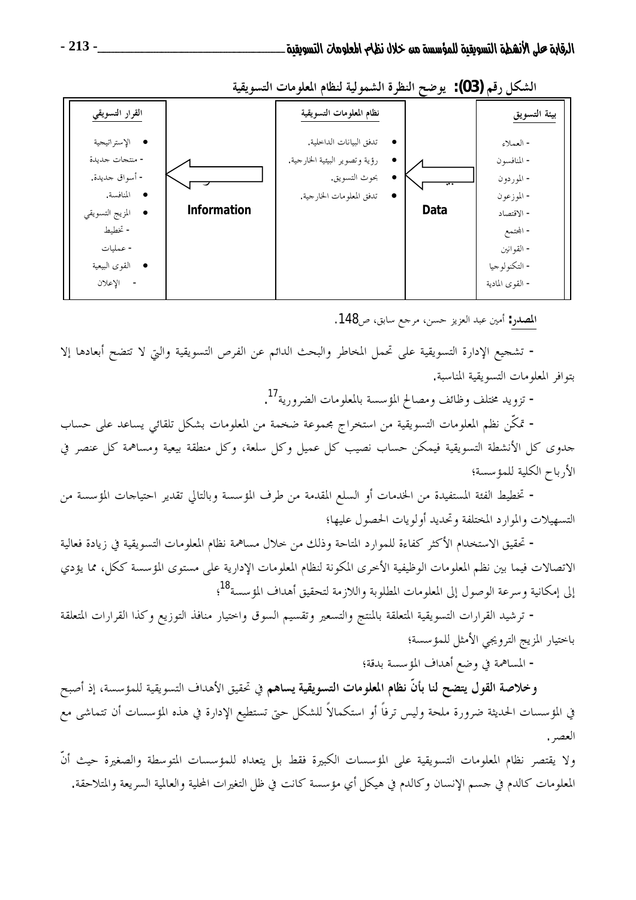**الشكل رقم (03): يوضح النظرة الشمولية لنظام المعلومات التسويقية**

| القرار التسويقي | | نظام المعلومات التسويقية | | بيئة التسويق |
|---|---|---|---|---|
| • الإستراتيجية<br>- منتجات جديدة<br>- أسواق جديدة.<br>• المنافسة.<br>• المزيج التسويقي<br>- تخطيط<br>- عمليات<br>• القوى البيعية<br>- الإعلان | ⟸ Information | • تدفق البيانات الداخلية.<br>• رؤية وتصوير البيئية الخارجية.<br>• بحوث التسويق.<br>• تدفق المعلومات الخارجية. | ⟸ Data | - العملاء<br>- المنافسون<br>- الموردون<br>- الموزعون<br>- الاقتصاد<br>- المجتمع<br>- القوانين<br>- التكنولوجيا<br>- القوى المادية |

**المصدر:** أمين عبد العزيز حسن، مرجع سابق، ص148.

- تشجيع الإدارة التسويقية على تحمل المخاطر والبحث الدائم عن الفرص التسويقية والتي لا تتضح أبعادها إلا بتوافر المعلومات التسويقية المناسبة.

- تزويد مختلف وظائف ومصالح المؤسسة بالمعلومات الضرورية[17].

- تمكّن نظم المعلومات التسويقية من استخراج مجموعة ضخمة من المعلومات بشكل تلقائي يساعد على حساب جدوى كل الأنشطة التسويقية فيمكن حساب نصيب كل عميل وكل سلعة، وكل منطقة بيعية ومساهمة كل عنصر في الأرباح الكلية للمؤسسة؛

- تخطيط الفئة المستفيدة من الخدمات أو السلع المقدمة من طرف المؤسسة وبالتالي تقدير احتياجات المؤسسة من التسهيلات والموارد المختلفة وتحديد أولويات الحصول عليها؛

- تحقيق الاستخدام الأكثر كفاءة للموارد المتاحة وذلك من خلال مساهمة نظام المعلومات التسويقية في زيادة فعالية الاتصالات فيما بين نظم المعلومات الوظيفية الأخرى المكونة لنظام المعلومات الإدارية على مستوى المؤسسة ككل، مما يؤدي إلى إمكانية وسرعة الوصول إلى المعلومات المطلوبة واللازمة لتحقيق أهداف المؤسسة[18]؛

- ترشيد القرارات التسويقية المتعلقة بالمنتج والتسعير وتقسيم السوق واختيار منافذ التوزيع وكذا القرارات المتعلقة باختيار المزيج الترويجي الأمثل للمؤسسة؛

- المساهمة في وضع أهداف المؤسسة بدقة؛

**وخلاصة القول يتضح لنا بأنّ نظام المعلومات التسويقية يساهم** في تحقيق الأهداف التسويقية للمؤسسة، إذ أصبح في المؤسسات الحديثة ضرورة ملحة وليس ترفاً أو استكمالاً للشكل حتى تستطيع الإدارة في هذه المؤسسات أن تتماشى مع العصر.

ولا يقتصر نظام المعلومات التسويقية على المؤسسات الكبيرة فقط بل يتعداه للمؤسسات المتوسطة والصغيرة حيث أنّ المعلومات كالدم في جسم الإنسان وكالدم في هيكل أي مؤسسة كانت في ظل التغيرات المحلية والعالمية السريعة والمتلاحقة.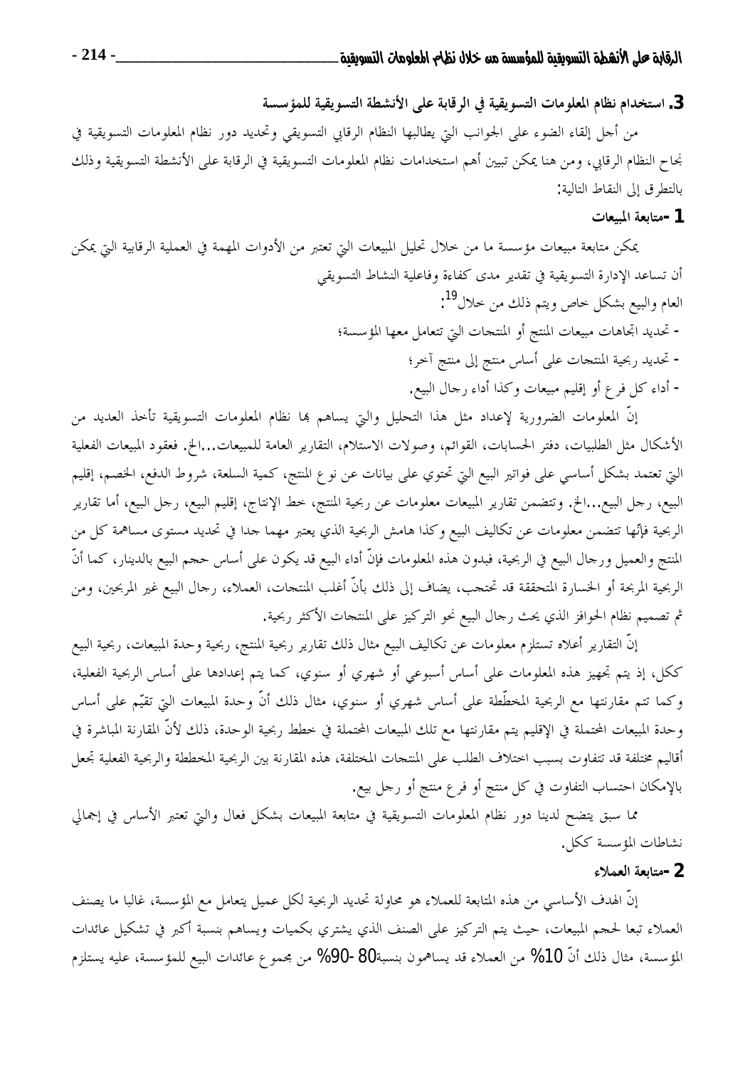## 3. استخدام نظام المعلومات التسويقية في الرقابة على الأنشطة التسويقية للمؤسسة

من أجل إلقاء الضوء على الجوانب التي يطالبها النظام الرقابي التسويقي وتحديد دور نظام المعلومات التسويقية في نجاح النظام الرقابي، ومن هنا يمكن تبيين أهم استخدامات نظام المعلومات التسويقية في الرقابة على الأنشطة التسويقية وذلك بالتطرق إلى النقاط التالية:

### 1- متابعة المبيعات

يمكن متابعة مبيعات مؤسسة ما من خلال تحليل المبيعات التي تعتبر من الأدوات المهمة في العملية الرقابية التي يمكن أن تساعد الإدارة التسويقية في تقدير مدى كفاءة وفاعلية النشاط التسويقي

العام والبيع بشكل خاص ويتم ذلك من خلال[19]:

- تحديد اتجاهات مبيعات المنتج أو المنتجات التي تتعامل معها المؤسسة؛
- تحديد ربحية المنتجات على أساس منتج إلى منتج آخر؛
- أداء كل فرع أو إقليم مبيعات وكذا أداء رجال البيع.

إنّ المعلومات الضرورية لإعداد مثل هذا التحليل والتي يساهم بها نظام المعلومات التسويقية تأخذ العديد من الأشكال مثل الطلبيات، دفتر الحسابات، القوائم، وصولات الاستلام، التقارير العامة للمبيعات...الخ. فعقود المبيعات الفعلية التي تعتمد بشكل أساسي على فواتير البيع التي تحتوي على بيانات عن نوع المنتج، كمية السلعة، شروط الدفع، الخصم، إقليم البيع، رجل البيع...الخ. وتتضمن تقارير المبيعات معلومات عن ربحية المنتج، خط الإنتاج، إقليم البيع، رجل البيع، أما تقارير الربحية فإنّها تتضمن معلومات عن تكاليف البيع وكذا هامش الربحية الذي يعتبر مهما جدا في تحديد مستوى مساهمة كل من المنتج والعميل ورجال البيع في الربحية، فبدون هذه المعلومات فإنّ أداء البيع قد يكون على أساس حجم البيع بالدينار، كما أنّ الربحية المربحة أو الخسارة المتحققة قد تحتجب، يضاف إلى ذلك بأنّ أغلب المنتجات، العملاء، رجال البيع غير المربحين، ومن ثم تصميم نظام الحوافز الذي يحث رجال البيع نحو التركيز على المنتجات الأكثر ربحية.

إنّ التقارير أعلاه تستلزم معلومات عن تكاليف البيع مثال ذلك تقارير ربحية المنتج، ربحية وحدة المبيعات، ربحية البيع ككل، إذ يتم تجهيز هذه المعلومات على أساس أسبوعي أو شهري أو سنوي، كما يتم إعدادها على أساس الربحية الفعلية، وكما تتم مقارنتها مع الربحية المخطّطة على أساس شهري أو سنوي، مثال ذلك أنّ وحدة المبيعات التي تقيّم على أساس وحدة المبيعات المحتملة في الإقليم يتم مقارنتها مع تلك المبيعات المحتملة في خطط ربحية الوحدة، ذلك لأنّ المقارنة المباشرة في أقاليم مختلفة قد تتفاوت بسبب اختلاف الطلب على المنتجات المختلفة، هذه المقارنة بين الربحية المخططة والربحية الفعلية تجعل بالإمكان احتساب التفاوت في كل منتج أو فرع منتج أو رجل بيع.

مما سبق يتضح لدينا دور نظام المعلومات التسويقية في متابعة المبيعات بشكل فعال والتي تعتبر الأساس في إجمالي نشاطات المؤسسة ككل.

### 2- متابعة العملاء

إنّ الهدف الأساسي من هذه المتابعة للعملاء هو محاولة تحديد الربحية لكل عميل يتعامل مع المؤسسة، غالبا ما يصنف العملاء تبعا لحجم المبيعات، حيث يتم التركيز على الصنف الذي يشتري بكميات ويساهم بنسبة أكبر في تشكيل عائدات المؤسسة، مثال ذلك أنّ 10% من العملاء قد يساهمون بنسبة80 -90% من مجموع عائدات البيع للمؤسسة، عليه يستلزم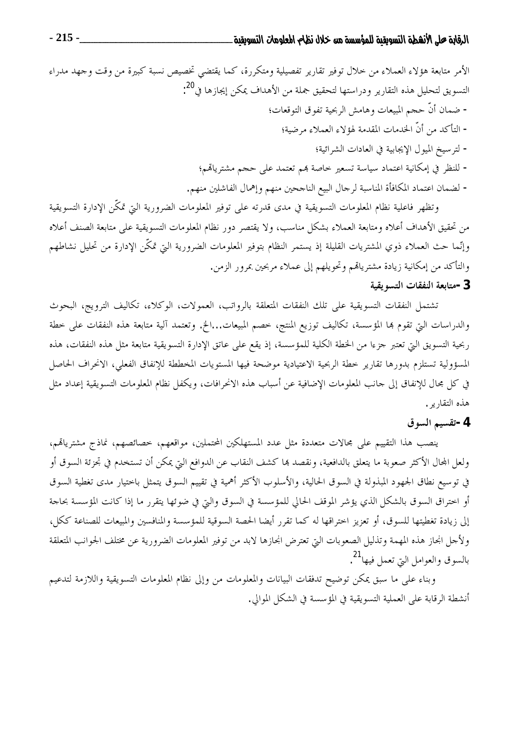الأمر متابعة هؤلاء العملاء من خلال توفير تقارير تفصيلية ومتكررة، كما يقتضي تخصيص نسبة كبيرة من وقت وجهد مدراء التسويق لتحليل هذه التقارير ودراستها لتحقيق جملة من الأهداف يمكن إيجازها في[20]:

- ضمان أنّ حجم المبيعات وهامش الربحية تفوق التوقعات؛
- التأكد من أنّ الخدمات المقدمة لهؤلاء العملاء مرضية؛
- لترسيخ الميول الإيجابية في العادات الشرائية؛
- للنظر في إمكانية اعتماد سياسة تسعير خاصة بهم تعتمد على حجم مشترياتهم؛
- لضمان اعتماد المكافأة المناسبة لرجال البيع الناجحين منهم وإهمال الفاشلين منهم.

وتظهر فاعلية نظام المعلومات التسويقية في مدى قدرته على توفير المعلومات الضرورية التي تمكّن الإدارة التسويقية من تحقيق الأهداف أعلاه ومتابعة العملاء بشكل مناسب، ولا يقتصر دور نظام المعلومات التسويقية على متابعة الصنف أعلاه وإنّما حث العملاء ذوي المشتريات القليلة إذ يستمر النظام بتوفير المعلومات الضرورية التي تمكّن الإدارة من تحليل نشاطهم والتأكد من إمكانية زيادة مشترياتهم وتحويلهم إلى عملاء مربحين بمرور الزمن.

### 3 -متابعة النفقات التسويقية

تشتمل النفقات التسويقية على تلك النفقات المتعلقة بالرواتب، العمولات، الوكلاء، تكاليف الترويج، البحوث والدراسات التي تقوم بها المؤسسة، تكاليف توزيع المنتج، خصم المبيعات...الخ. وتعتمد آلية متابعة هذه النفقات على خطة ربحية التسويق التي تعتبر جزءا من الخطة الكلية للمؤسسة، إذ يقع على عاتق الإدارة التسويقية متابعة مثل هذه النفقات، هذه المسؤولية تستلزم بدورها تقارير خطة الربحية الاعتيادية موضحة فيها المستويات المخططة للإنفاق الفعلي، الانحراف الحاصل في كل مجال للإنفاق إلى جانب المعلومات الإضافية عن أسباب هذه الانحرافات، ويكفل نظام المعلومات التسويقية إعداد مثل هذه التقارير.

### 4 -تقسيم السوق

ينصب هذا التقييم على مجالات متعددة مثل عدد المستهلكين المحتملين، مواقعهم، خصائصهم، نماذج مشترياتهم، ولعل المجال الأكثر صعوبة ما يتعلق بالدافعية، ونقصد بها كشف النقاب عن الدوافع التي يمكن أن تستخدم في تجزئة السوق أو في توسيع نطاق الجهود المبذولة في السوق الحالية، والأسلوب الأكثر أهمية في تقييم السوق يتمثل باختيار مدى تغطية السوق أو اختراق السوق بالشكل الذي يؤشر الموقف الحالي للمؤسسة في السوق والتي في ضوئها يتقرر ما إذا كانت المؤسسة بحاجة إلى زيادة تغطيتها للسوق، أو تعزيز اختراقها له كما تقرر أيضا الحصة السوقية للمؤسسة والمنافسين والمبيعات للصناعة ككل، ولأجل انجاز هذه المهمة وتذليل الصعوبات التي تعترض انجازها لابد من توفير المعلومات الضرورية عن مختلف الجوانب المتعلقة بالسوق والعوامل التي تعمل فيها[21].

وبناء على ما سبق يمكن توضيح تدفقات البيانات والمعلومات من وإلى نظام المعلومات التسويقية واللازمة لتدعيم أنشطة الرقابة على العملية التسويقية في المؤسسة في الشكل الموالي.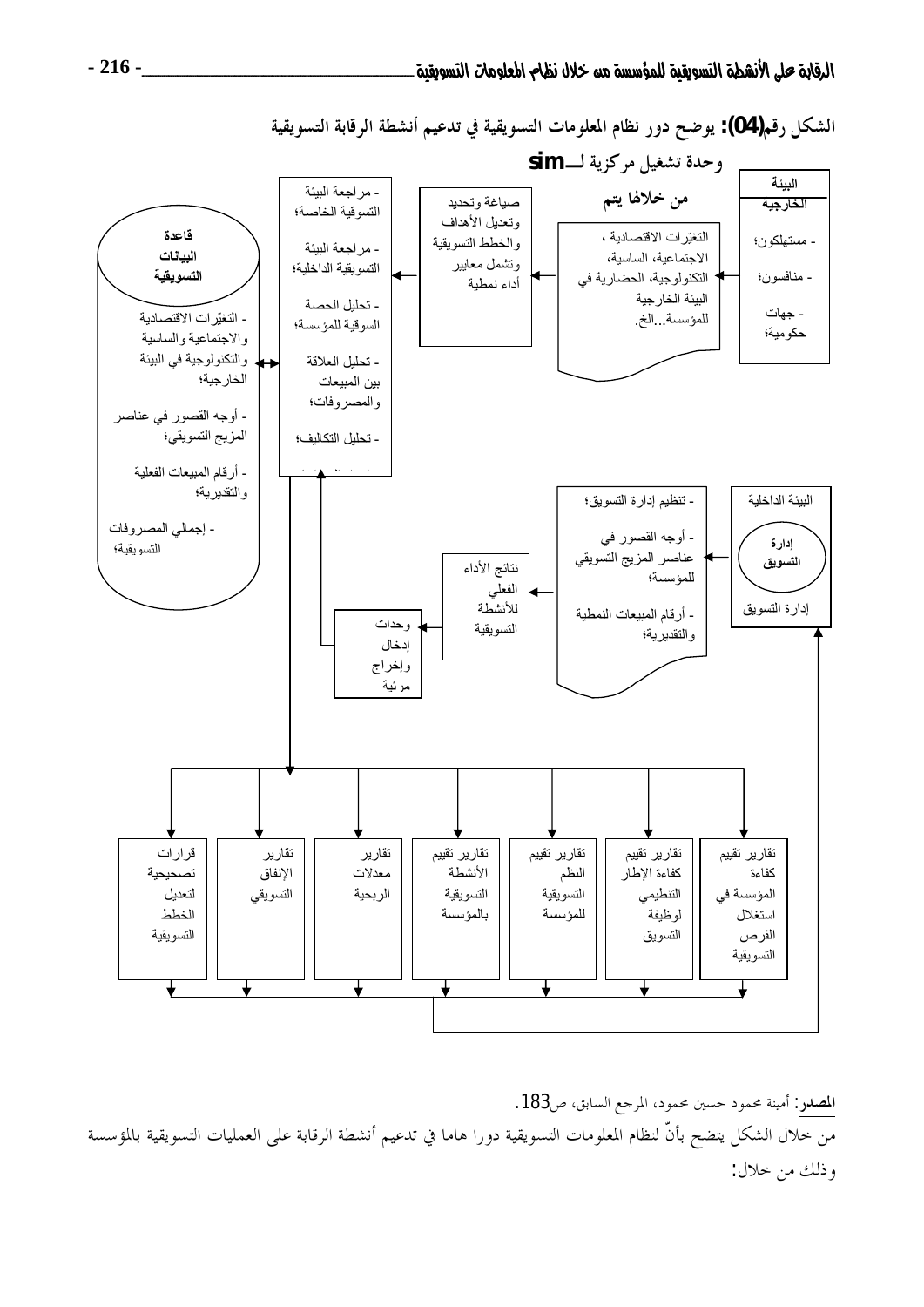الشكل رقم(04): يوضح دور نظام المعلومات التسويقية في تدعيم أنشطة الرقابة التسويقية

وحدة تشغيل مركزية لـ sim

من خلالها يتم

البيئة الخارجية
- مستهلكون؛
- منافسون؛
- جهات حكومية؛

التغيّرات الاقتصادية ، الاجتماعية، الساسية، التكنولوجية، الحضارية في البيئة الخارجية للمؤسسة...الخ.

صياغة وتحديد وتعديل الأهداف والخطط التسويقية وتشمل معايير أداء نمطية

- مراجعة البيئة التسوقية الخاصة؛
- مراجعة البيئة التسويقية الداخلية؛
- تحليل الحصة السوقية للمؤسسة؛
- تحليل العلاقة بين المبيعات والمصروفات؛
- تحليل التكاليف؛

قاعدة البيانات التسويقية
- التغيّرات الاقتصادية والاجتماعية والساسية والتكنولوجية في البيئة الخارجية؛
- أوجه القصور في عناصر المزيج التسويقي؛
- أرقام المبيعات الفعلية والتقديرية؛
- إجمالي المصروفات التسويقية؛

البيئة الداخلية
إدارة التسويق
إدارة التسويق

- تنظيم إدارة التسويق؛
- أوجه القصور في عناصر المزيج التسويقي للمؤسسة؛
- أرقام المبيعات النمطية والتقديرية؛

نتائج الأداء الفعلي للأنشطة التسويقية

وحدات إدخال وإخراج مرئية

| تقارير تقييم كفاءة المؤسسة في استغلال الفرص التسويقية | تقارير تقييم كفاءة الإطار التنظيمي لوظيفة التسويق | تقارير تقييم النظم التسويقية للمؤسسة | تقارير تقييم الأنشطة التسويقية بالمؤسسة | تقارير معدلات الربحية | تقارير الإنفاق التسويقي | قرارات تصحيحية لتعديل الخطط التسويقية |
|---|---|---|---|---|---|---|

المصدر: أمينة محمود حسين محمود، المرجع السابق، ص183.

من خلال الشكل يتضح بأنّ لنظام المعلومات التسويقية دورا هاما في تدعيم أنشطة الرقابة على العمليات التسويقية بالمؤسسة وذلك من خلال: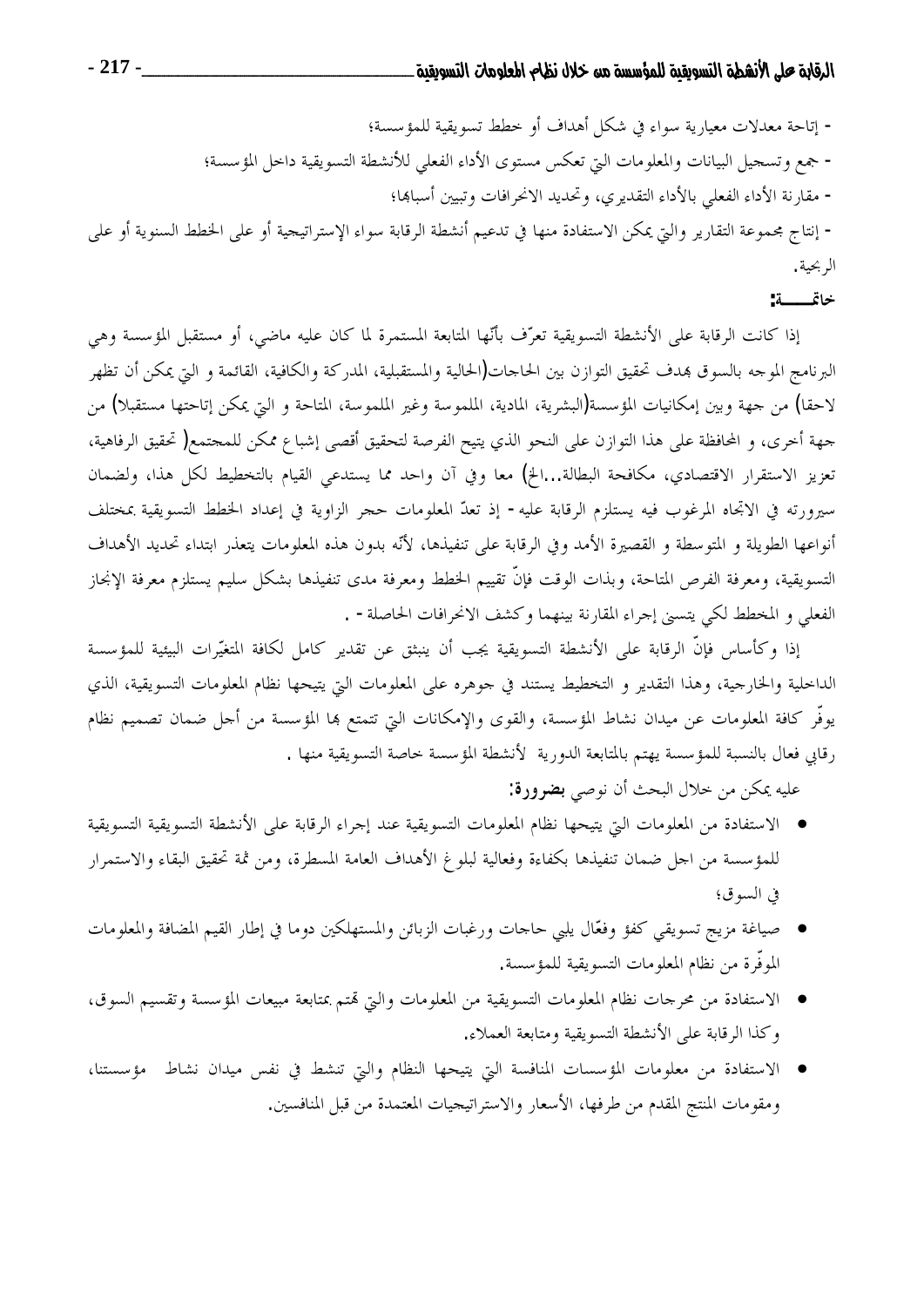- إتاحة معدلات معيارية سواء في شكل أهداف أو خطط تسويقية للمؤسسة؛

- جمع وتسجيل البيانات والمعلومات التي تعكس مستوى الأداء الفعلي للأنشطة التسويقية داخل المؤسسة؛

- مقارنة الأداء الفعلي بالأداء التقديري، وتحديد الانحرافات وتبيين أسبابها؛

- إنتاج مجموعة التقارير والتي يمكن الاستفادة منها في تدعيم أنشطة الرقابة سواء الإستراتيجية أو على الخطط السنوية أو على الربحية.

**خاتمـــــة:**

إذا كانت الرقابة على الأنشطة التسويقية تعرّف بأنّها المتابعة المستمرة لما كان عليه ماضي، أو مستقبل المؤسسة وهي البرنامج الموجه بالسوق بهدف تحقيق التوازن بين الحاجات(الحالية والمستقبلية، المدركة والكافية، القائمة و التي يمكن أن تظهر لاحقا) من جهة وبين إمكانيات المؤسسة(البشرية، المادية، الملموسة وغير الملموسة، المتاحة و التي يمكن إتاحتها مستقبلا) من جهة أخرى، و المحافظة على هذا التوازن على النحو الذي يتيح الفرصة لتحقيق أقصى إشباع ممكن للمجتمع( تحقيق الرفاهية، تعزيز الاستقرار الاقتصادي، مكافحة البطالة...الخ) معا وفي آن واحد مما يستدعي القيام بالتخطيط لكل هذا، ولضمان سيرورته في الاتجاه المرغوب فيه يستلزم الرقابة عليه - إذ تعدّ المعلومات حجر الزاوية في إعداد الخطط التسويقية بمختلف أنواعها الطويلة و المتوسطة و القصيرة الأمد وفي الرقابة على تنفيذها، لأنّه بدون هذه المعلومات يتعذر ابتداء تحديد الأهداف التسويقية، ومعرفة الفرص المتاحة، وبذات الوقت فإنّ تقييم الخطط ومعرفة مدى تنفيذها بشكل سليم يستلزم معرفة الإنجاز الفعلي و المخطط لكي يتسنى إجراء المقارنة بينهما وكشف الانحرافات الحاصلة - .

إذا وكأساس فإنّ الرقابة على الأنشطة التسويقية يجب أن ينبثق عن تقدير كامل لكافة المتغيّرات البيئية للمؤسسة الداخلية والخارجية، وهذا التقدير و التخطيط يستند في جوهره على المعلومات التي يتيحها نظام المعلومات التسويقية، الذي يوفّر كافة المعلومات عن ميدان نشاط المؤسسة، والقوى والإمكانات التي تتمتع بها المؤسسة من أجل ضمان تصميم نظام رقابي فعال بالنسبة للمؤسسة يهتم بالمتابعة الدورية لأنشطة المؤسسة خاصة التسويقية منها .

عليه يمكن من خلال البحث أن نوصي **بضرورة:**

- الاستفادة من المعلومات التي يتيحها نظام المعلومات التسويقية عند إجراء الرقابة على الأنشطة التسويقية التسويقية للمؤسسة من اجل ضمان تنفيذها بكفاءة وفعالية لبلوغ الأهداف العامة المسطرة، ومن ثمة تحقيق البقاء والاستمرار في السوق؛
- صياغة مزيج تسويقي كفؤ وفعّال يلبي حاجات ورغبات الزبائن والمستهلكين دوما في إطار القيم المضافة والمعلومات الموفّرة من نظام المعلومات التسويقية للمؤسسة.
- الاستفادة من مخرجات نظام المعلومات التسويقية من المعلومات والتي تهتم بمتابعة مبيعات المؤسسة وتقسيم السوق، وكذا الرقابة على الأنشطة التسويقية ومتابعة العملاء.
- الاستفادة من معلومات المؤسسات المنافسة التي يتيحها النظام والتي تنشط في نفس ميدان نشاط مؤسستنا، ومقومات المنتج المقدم من طرفها، الأسعار والاستراتيجيات المعتمدة من قبل المنافسين.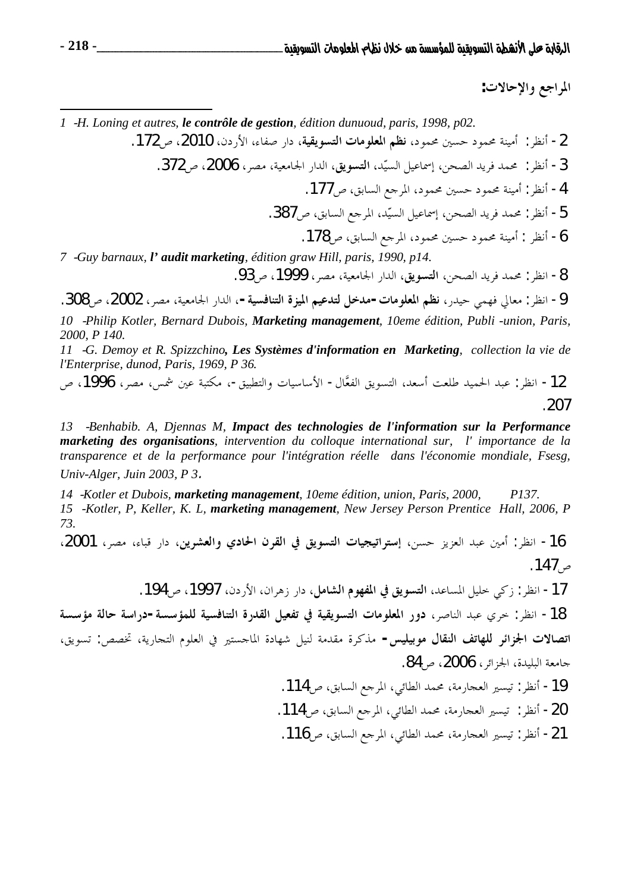## المراجع والإحالات:

1 -H. Loning et autres, ***le contrôle de gestion***, *édition dunuoud, paris, 1998, p02.*

2 - أنظر: أمينة محمود حسين محمود، **نظم المعلومات التسويقية**، دار صفاء، الأردن، 2010، ص172.

3 - أنظر: محمد فريد الصحن، إسماعيل السيّد، **التسويق**، الدار الجامعية، مصر، 2006، ص372.

4 - أنظر: أمينة محمود حسين محمود، المرجع السابق، ص177.

5 - أنظر: محمد فريد الصحن، إسماعيل السيّد، المرجع السابق، ص387.

6 - أنظر : أمينة محمود حسين محمود، المرجع السابق، ص178.

7 -Guy barnaux, ***l' audit marketing***, *édition graw Hill, paris, 1990, p14.*

8 - انظر: محمد فريد الصحن، **التسويق**، الدار الجامعية، مصر، 1999، ص93.

9 - انظر: معالي فهمي حيدر، **نظم المعلومات -مدخل لتدعيم الميزة التنافسية -**، الدار الجامعية، مصر، 2002، ص308.

10 -Philip Kotler, Bernard Dubois, ***Marketing management***, *10eme édition, Publi -union, Paris, 2000, P 140.*

11 -G. Demoy et R. Spizzchino***, Les Systèmes d'information en Marketing***, *collection la vie de l'Enterprise, dunod, Paris, 1969, P 36.*

12 - انظر: عبد الحميد طلعت أسعد، التسويق الفعَّال - الأساسيات والتطبيق -، مكتبة عين شمس، مصر، 1996، ص 207.

13 -Benhabib. A, Djennas M, ***Impact des technologies de l'information sur la Performance marketing des organisations***, *intervention du colloque international sur, l' importance de la transparence et de la performance pour l'intégration réelle dans l'économie mondiale, Fsesg, Univ-Alger, Juin 2003, P 3.*

14 -Kotler et Dubois, ***marketing management***, *10eme édition, union, Paris, 2000, P137.*

15 -Kotler, P, Keller, K. L, ***marketing management***, *New Jersey Person Prentice Hall, 2006, P 73.*

16 - انظر: أمين عبد العزيز حسن، **إستراتيجيات التسويق في القرن الحادي والعشرين**، دار قباء، مصر، 2001، ص147.

17 - انظر: زكي خليل المساعد، **التسويق في المفهوم الشامل**، دار زهران، الأردن، 1997، ص194.

18 - انظر: خري عبد الناصر، **دور المعلومات التسويقية في تفعيل القدرة التنافسية للمؤسسة -دراسة حالة مؤسسة اتصالات الجزائر للهاتف النقال موبيليس-** مذكرة مقدمة لنيل شهادة الماجستير في العلوم التجارية، تخصص: تسويق، جامعة البليدة، الجزائر، 2006، ص84.

19 - أنظر: تيسير العجارمة، محمد الطائي، المرجع السابق، ص114.

20 - أنظر: تيسير العجارمة، محمد الطائي، المرجع السابق، ص114.

21 - أنظر: تيسير العجارمة، محمد الطائي، المرجع السابق، ص116.